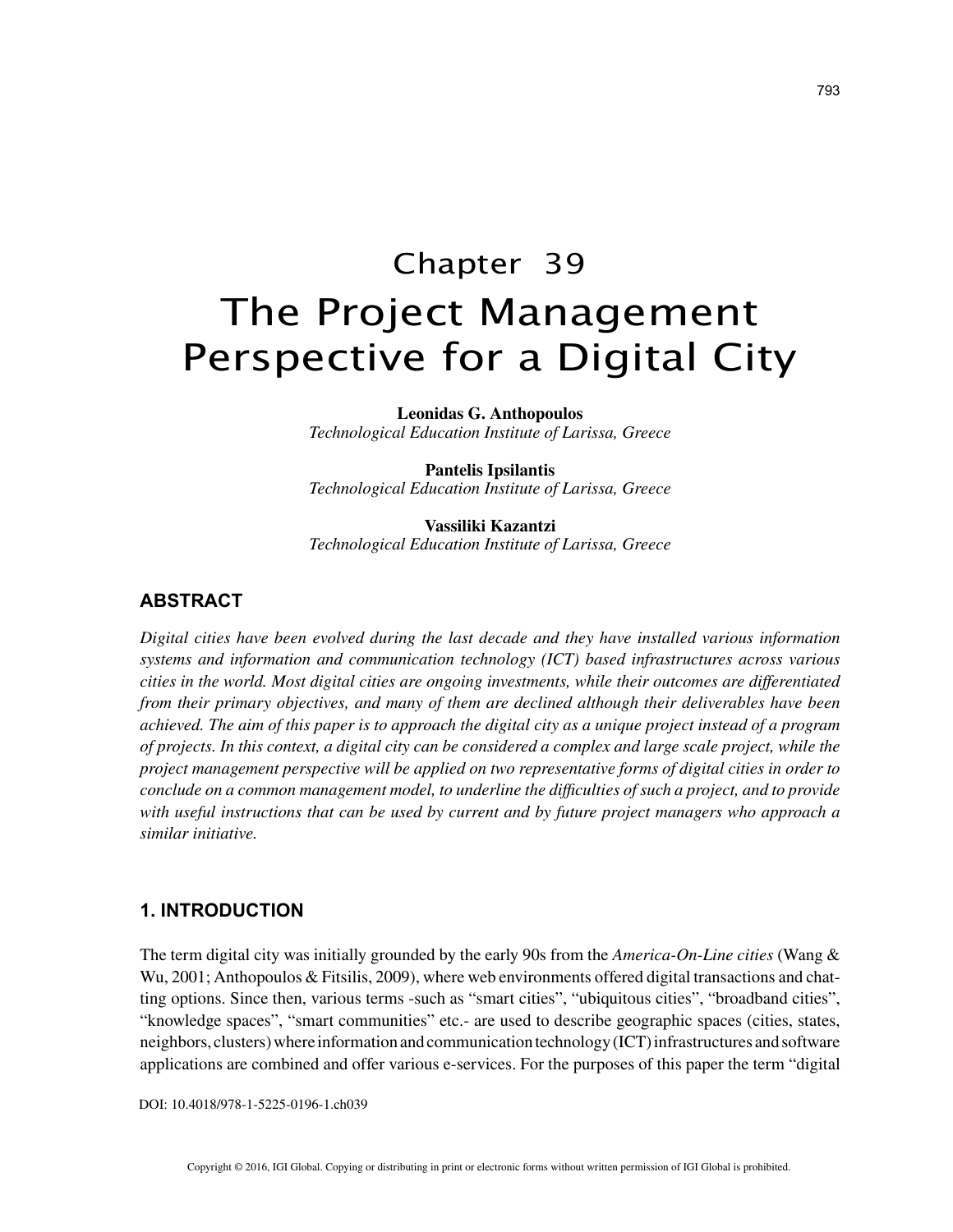# Chapter 39
# The Project Management Perspective for a Digital City

**Leonidas G. Anthopoulos**
*Technological Education Institute of Larissa, Greece*

**Pantelis Ipsilantis**
*Technological Education Institute of Larissa, Greece*

**Vassiliki Kazantzi**
*Technological Education Institute of Larissa, Greece*

## ABSTRACT

*Digital cities have been evolved during the last decade and they have installed various information systems and information and communication technology (ICT) based infrastructures across various cities in the world. Most digital cities are ongoing investments, while their outcomes are differentiated from their primary objectives, and many of them are declined although their deliverables have been achieved. The aim of this paper is to approach the digital city as a unique project instead of a program of projects. In this context, a digital city can be considered a complex and large scale project, while the project management perspective will be applied on two representative forms of digital cities in order to conclude on a common management model, to underline the difficulties of such a project, and to provide with useful instructions that can be used by current and by future project managers who approach a similar initiative.*

## 1. INTRODUCTION

The term digital city was initially grounded by the early 90s from the *America-On-Line cities* (Wang & Wu, 2001; Anthopoulos & Fitsilis, 2009), where web environments offered digital transactions and chatting options. Since then, various terms -such as "smart cities", "ubiquitous cities", "broadband cities", "knowledge spaces", "smart communities" etc.- are used to describe geographic spaces (cities, states, neighbors, clusters) where information and communication technology (ICT) infrastructures and software applications are combined and offer various e-services. For the purposes of this paper the term "digital

DOI: 10.4018/978-1-5225-0196-1.ch039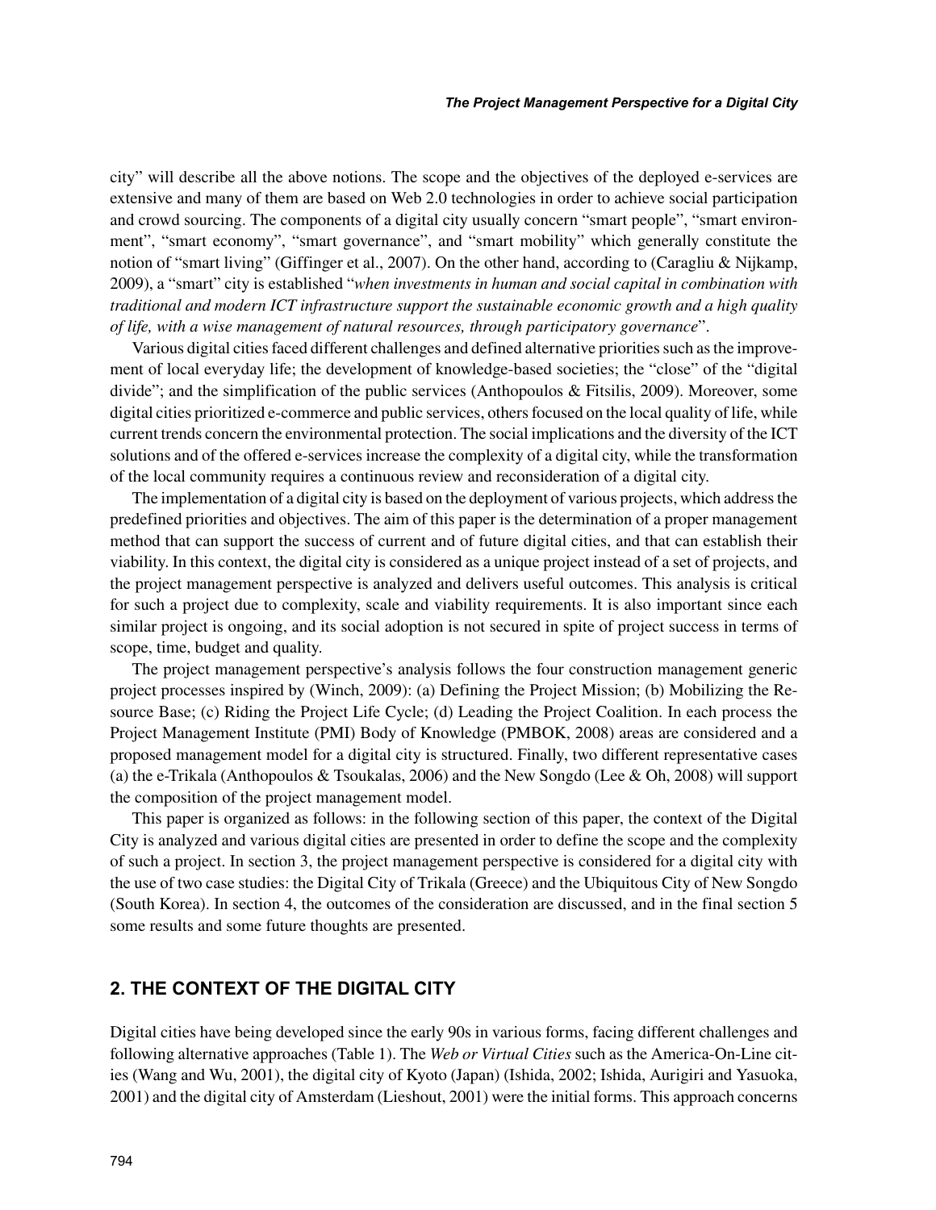city" will describe all the above notions. The scope and the objectives of the deployed e-services are extensive and many of them are based on Web 2.0 technologies in order to achieve social participation and crowd sourcing. The components of a digital city usually concern "smart people", "smart environment", "smart economy", "smart governance", and "smart mobility" which generally constitute the notion of "smart living" (Giffinger et al., 2007). On the other hand, according to (Caragliu & Nijkamp, 2009), a "smart" city is established "*when investments in human and social capital in combination with traditional and modern ICT infrastructure support the sustainable economic growth and a high quality of life, with a wise management of natural resources, through participatory governance*".

Various digital cities faced different challenges and defined alternative priorities such as the improvement of local everyday life; the development of knowledge-based societies; the "close" of the "digital divide"; and the simplification of the public services (Anthopoulos & Fitsilis, 2009). Moreover, some digital cities prioritized e-commerce and public services, others focused on the local quality of life, while current trends concern the environmental protection. The social implications and the diversity of the ICT solutions and of the offered e-services increase the complexity of a digital city, while the transformation of the local community requires a continuous review and reconsideration of a digital city.

The implementation of a digital city is based on the deployment of various projects, which address the predefined priorities and objectives. The aim of this paper is the determination of a proper management method that can support the success of current and of future digital cities, and that can establish their viability. In this context, the digital city is considered as a unique project instead of a set of projects, and the project management perspective is analyzed and delivers useful outcomes. This analysis is critical for such a project due to complexity, scale and viability requirements. It is also important since each similar project is ongoing, and its social adoption is not secured in spite of project success in terms of scope, time, budget and quality.

The project management perspective's analysis follows the four construction management generic project processes inspired by (Winch, 2009): (a) Defining the Project Mission; (b) Mobilizing the Resource Base; (c) Riding the Project Life Cycle; (d) Leading the Project Coalition. In each process the Project Management Institute (PMI) Body of Knowledge (PMBOK, 2008) areas are considered and a proposed management model for a digital city is structured. Finally, two different representative cases (a) the e-Trikala (Anthopoulos & Tsoukalas, 2006) and the New Songdo (Lee & Oh, 2008) will support the composition of the project management model.

This paper is organized as follows: in the following section of this paper, the context of the Digital City is analyzed and various digital cities are presented in order to define the scope and the complexity of such a project. In section 3, the project management perspective is considered for a digital city with the use of two case studies: the Digital City of Trikala (Greece) and the Ubiquitous City of New Songdo (South Korea). In section 4, the outcomes of the consideration are discussed, and in the final section 5 some results and some future thoughts are presented.

## 2. THE CONTEXT OF THE DIGITAL CITY

Digital cities have being developed since the early 90s in various forms, facing different challenges and following alternative approaches (Table 1). The *Web or Virtual Cities* such as the America-On-Line cities (Wang and Wu, 2001), the digital city of Kyoto (Japan) (Ishida, 2002; Ishida, Aurigiri and Yasuoka, 2001) and the digital city of Amsterdam (Lieshout, 2001) were the initial forms. This approach concerns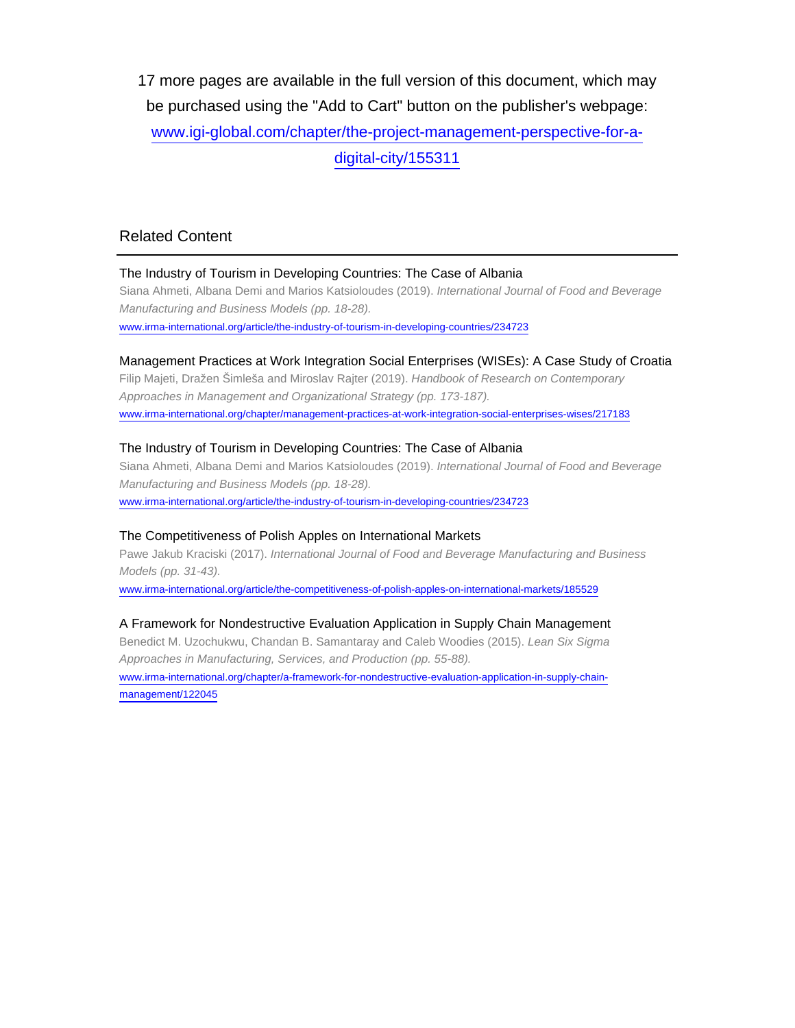17 more pages are available in the full version of this document, which may be purchased using the "Add to Cart" button on the publisher's webpage: [www.igi-global.com/chapter/the-project-management-perspective-for-a-digital-city/155311](www.igi-global.com/chapter/the-project-management-perspective-for-a-digital-city/155311)

## Related Content

The Industry of Tourism in Developing Countries: The Case of Albania
Siana Ahmeti, Albana Demi and Marios Katsioloudes (2019). *International Journal of Food and Beverage Manufacturing and Business Models (pp. 18-28).*
[www.irma-international.org/article/the-industry-of-tourism-in-developing-countries/234723](www.irma-international.org/article/the-industry-of-tourism-in-developing-countries/234723)

Management Practices at Work Integration Social Enterprises (WISEs): A Case Study of Croatia
Filip Majeti, Dražen Šimleša and Miroslav Rajter (2019). *Handbook of Research on Contemporary Approaches in Management and Organizational Strategy (pp. 173-187).*
[www.irma-international.org/chapter/management-practices-at-work-integration-social-enterprises-wises/217183](www.irma-international.org/chapter/management-practices-at-work-integration-social-enterprises-wises/217183)

The Industry of Tourism in Developing Countries: The Case of Albania
Siana Ahmeti, Albana Demi and Marios Katsioloudes (2019). *International Journal of Food and Beverage Manufacturing and Business Models (pp. 18-28).*
[www.irma-international.org/article/the-industry-of-tourism-in-developing-countries/234723](www.irma-international.org/article/the-industry-of-tourism-in-developing-countries/234723)

The Competitiveness of Polish Apples on International Markets
Pawe Jakub Kraciski (2017). *International Journal of Food and Beverage Manufacturing and Business Models (pp. 31-43).*
[www.irma-international.org/article/the-competitiveness-of-polish-apples-on-international-markets/185529](www.irma-international.org/article/the-competitiveness-of-polish-apples-on-international-markets/185529)

A Framework for Nondestructive Evaluation Application in Supply Chain Management
Benedict M. Uzochukwu, Chandan B. Samantaray and Caleb Woodies (2015). *Lean Six Sigma Approaches in Manufacturing, Services, and Production (pp. 55-88).*
[www.irma-international.org/chapter/a-framework-for-nondestructive-evaluation-application-in-supply-chain-management/122045](www.irma-international.org/chapter/a-framework-for-nondestructive-evaluation-application-in-supply-chain-management/122045)